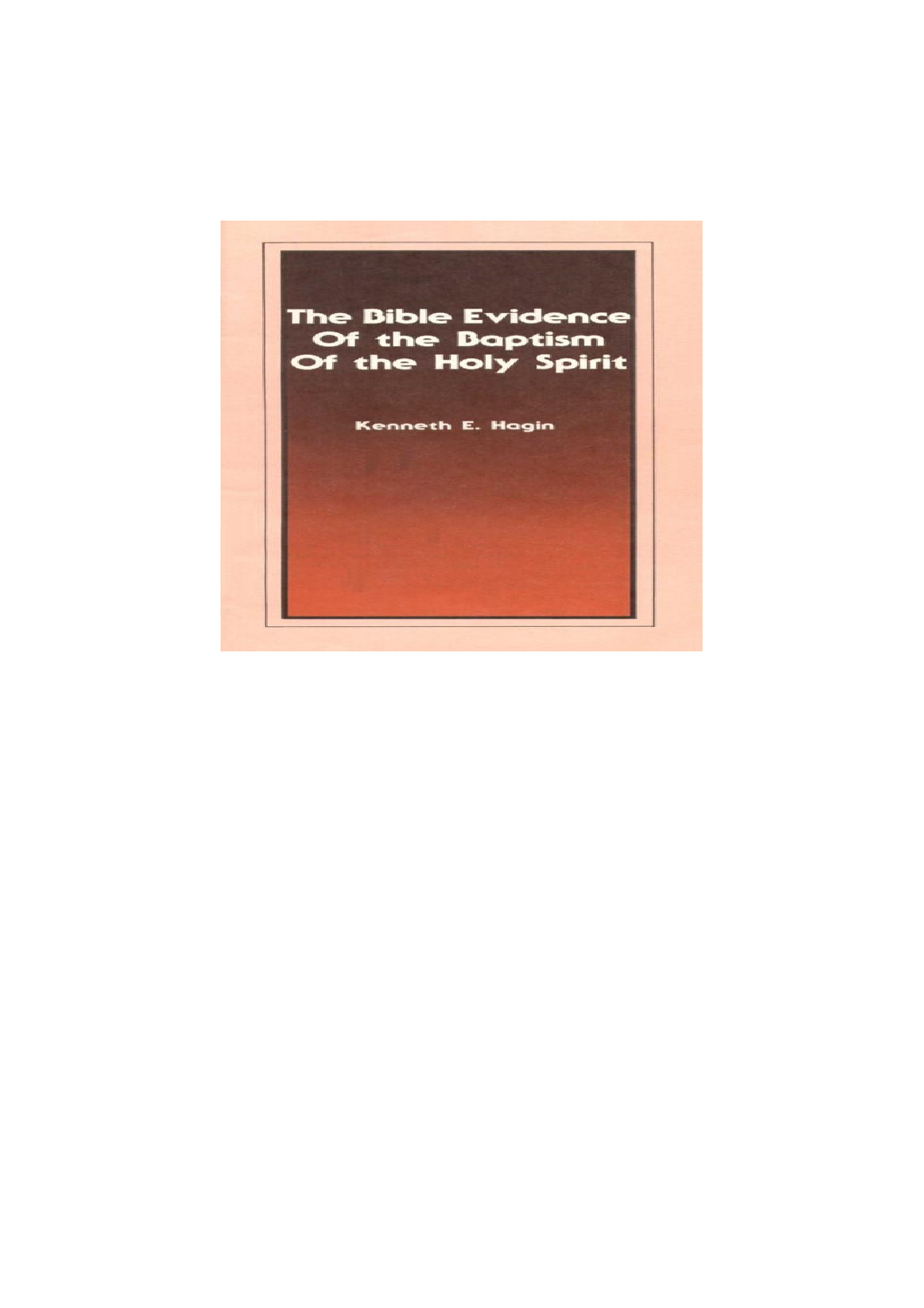# The Bible Evidence Of the Baptism Of the Holy Spirit

Kenneth E. Hagin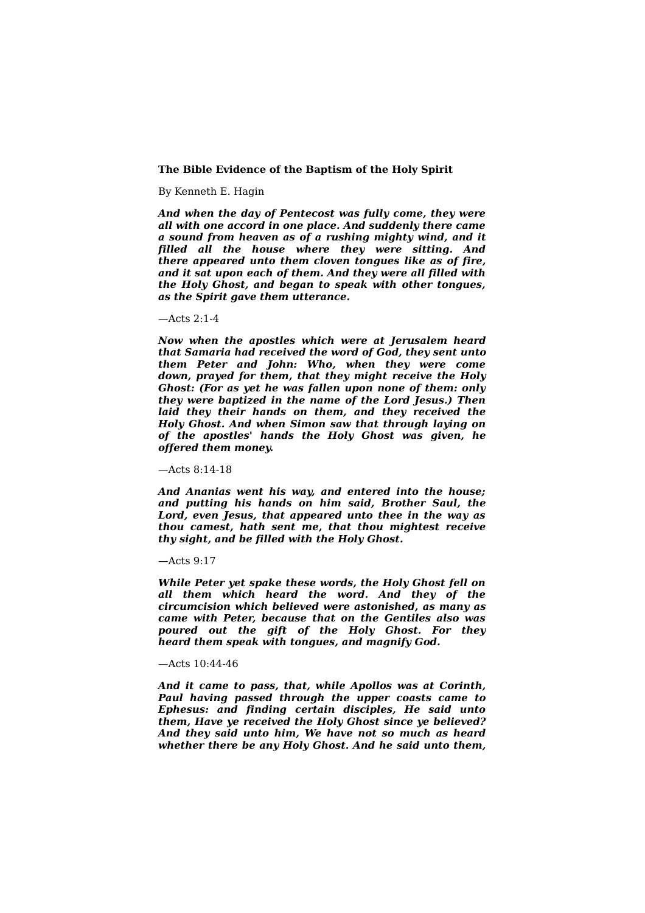**The Bible Evidence of the Baptism of the Holy Spirit**

By Kenneth E. Hagin

***And when the day of Pentecost was fully come, they were all with one accord in one place. And suddenly there came a sound from heaven as of a rushing mighty wind, and it filled all the house where they were sitting. And there appeared unto them cloven tongues like as of fire, and it sat upon each of them. And they were all filled with the Holy Ghost, and began to speak with other tongues, as the Spirit gave them utterance.***

—Acts 2:1-4

***Now when the apostles which were at Jerusalem heard that Samaria had received the word of God, they sent unto them Peter and John: Who, when they were come down, prayed for them, that they might receive the Holy Ghost: (For as yet he was fallen upon none of them: only they were baptized in the name of the Lord Jesus.) Then laid they their hands on them, and they received the Holy Ghost. And when Simon saw that through laying on of the apostles' hands the Holy Ghost was given, he offered them money.***

—Acts 8:14-18

***And Ananias went his way, and entered into the house; and putting his hands on him said, Brother Saul, the Lord, even Jesus, that appeared unto thee in the way as thou camest, hath sent me, that thou mightest receive thy sight, and be filled with the Holy Ghost.***

—Acts 9:17

***While Peter yet spake these words, the Holy Ghost fell on all them which heard the word. And they of the circumcision which believed were astonished, as many as came with Peter, because that on the Gentiles also was poured out the gift of the Holy Ghost. For they heard them speak with tongues, and magnify God.***

—Acts 10:44-46

***And it came to pass, that, while Apollos was at Corinth, Paul having passed through the upper coasts came to Ephesus: and finding certain disciples, He said unto them, Have ye received the Holy Ghost since ye believed? And they said unto him, We have not so much as heard whether there be any Holy Ghost. And he said unto them,***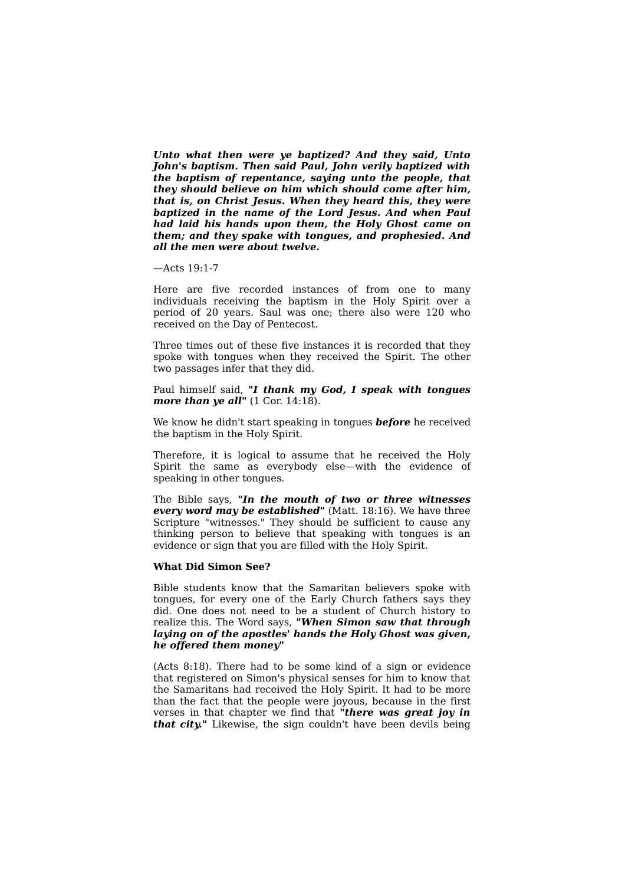***Unto what then were ye baptized? And they said, Unto John's baptism. Then said Paul, John verily baptized with the baptism of repentance, saying unto the people, that they should believe on him which should come after him, that is, on Christ Jesus. When they heard this, they were baptized in the name of the Lord Jesus. And when Paul had laid his hands upon them, the Holy Ghost came on them; and they spake with tongues, and prophesied. And all the men were about twelve.***

—Acts 19:1-7

Here are five recorded instances of from one to many individuals receiving the baptism in the Holy Spirit over a period of 20 years. Saul was one; there also were 120 who received on the Day of Pentecost.

Three times out of these five instances it is recorded that they spoke with tongues when they received the Spirit. The other two passages infer that they did.

Paul himself said, ***"I thank my God, I speak with tongues more than ye all"*** (1 Cor. 14:18).

We know he didn't start speaking in tongues ***before*** he received the baptism in the Holy Spirit.

Therefore, it is logical to assume that he received the Holy Spirit the same as everybody else—with the evidence of speaking in other tongues.

The Bible says, ***"In the mouth of two or three witnesses every word may be established"*** (Matt. 18:16). We have three Scripture "witnesses." They should be sufficient to cause any thinking person to believe that speaking with tongues is an evidence or sign that you are filled with the Holy Spirit.

**What Did Simon See?**

Bible students know that the Samaritan believers spoke with tongues, for every one of the Early Church fathers says they did. One does not need to be a student of Church history to realize this. The Word says, ***"When Simon saw that through laying on of the apostles' hands the Holy Ghost was given, he offered them money"***

(Acts 8:18). There had to be some kind of a sign or evidence that registered on Simon's physical senses for him to know that the Samaritans had received the Holy Spirit. It had to be more than the fact that the people were joyous, because in the first verses in that chapter we find that ***"there was great joy in that city."*** Likewise, the sign couldn't have been devils being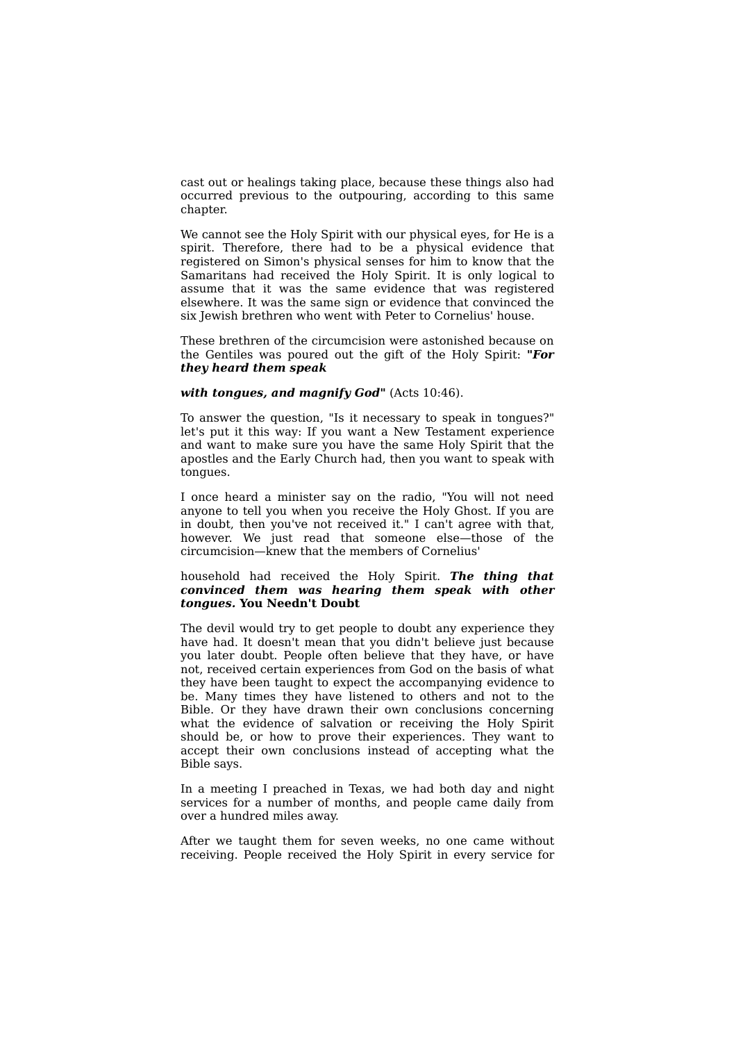cast out or healings taking place, because these things also had occurred previous to the outpouring, according to this same chapter.

We cannot see the Holy Spirit with our physical eyes, for He is a spirit. Therefore, there had to be a physical evidence that registered on Simon's physical senses for him to know that the Samaritans had received the Holy Spirit. It is only logical to assume that it was the same evidence that was registered elsewhere. It was the same sign or evidence that convinced the six Jewish brethren who went with Peter to Cornelius' house.

These brethren of the circumcision were astonished because on the Gentiles was poured out the gift of the Holy Spirit: ***"For they heard them speak with tongues, and magnify God"*** (Acts 10:46).

To answer the question, "Is it necessary to speak in tongues?" let's put it this way: If you want a New Testament experience and want to make sure you have the same Holy Spirit that the apostles and the Early Church had, then you want to speak with tongues.

I once heard a minister say on the radio, "You will not need anyone to tell you when you receive the Holy Ghost. If you are in doubt, then you've not received it." I can't agree with that, however. We just read that someone else—those of the circumcision—knew that the members of Cornelius' household had received the Holy Spirit. ***The thing that convinced them was hearing them speak with other tongues.***

**You Needn't Doubt**

The devil would try to get people to doubt any experience they have had. It doesn't mean that you didn't believe just because you later doubt. People often believe that they have, or have not, received certain experiences from God on the basis of what they have been taught to expect the accompanying evidence to be. Many times they have listened to others and not to the Bible. Or they have drawn their own conclusions concerning what the evidence of salvation or receiving the Holy Spirit should be, or how to prove their experiences. They want to accept their own conclusions instead of accepting what the Bible says.

In a meeting I preached in Texas, we had both day and night services for a number of months, and people came daily from over a hundred miles away.

After we taught them for seven weeks, no one came without receiving. People received the Holy Spirit in every service for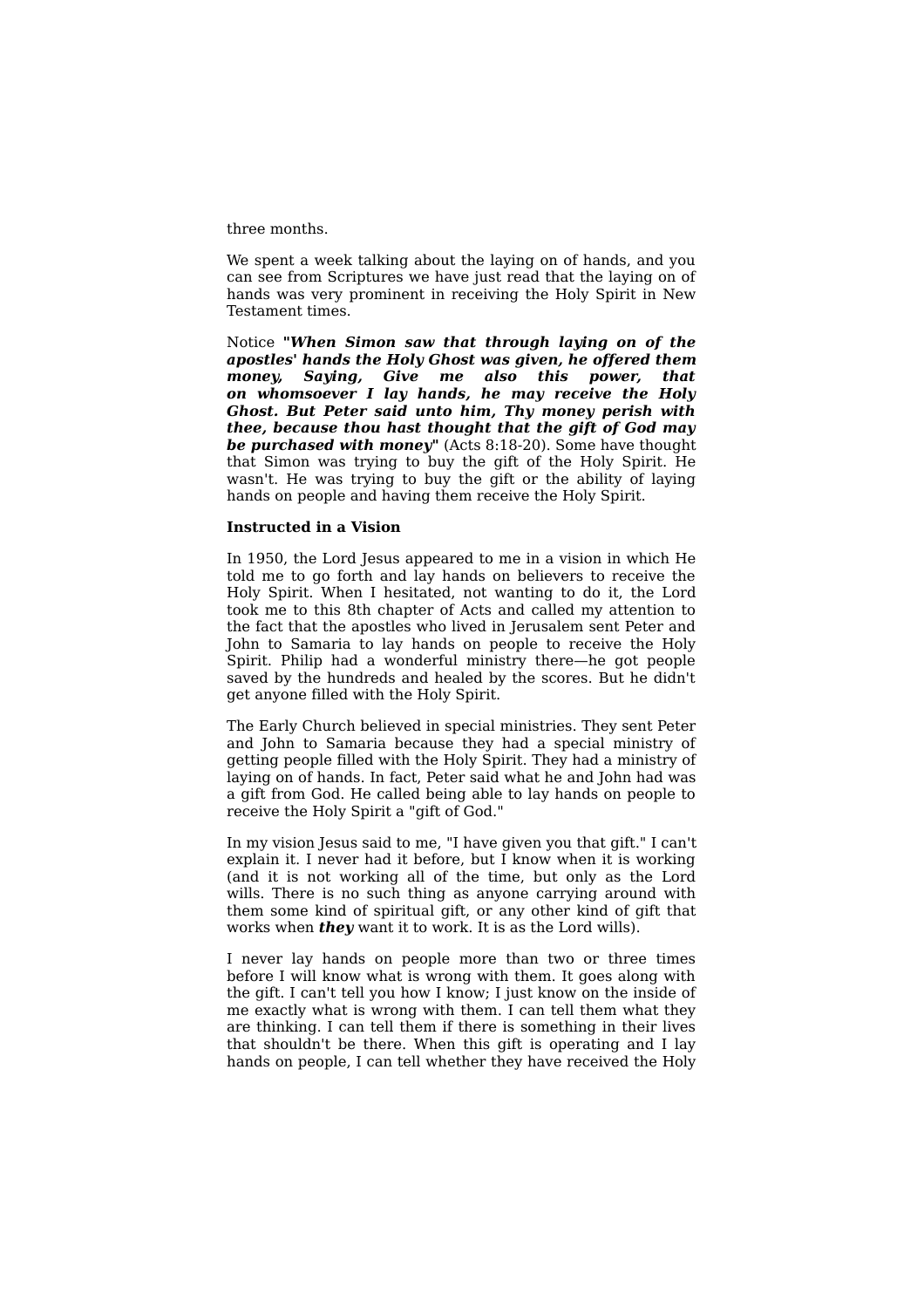three months.

We spent a week talking about the laying on of hands, and you can see from Scriptures we have just read that the laying on of hands was very prominent in receiving the Holy Spirit in New Testament times.

Notice ***"When Simon saw that through laying on of the apostles' hands the Holy Ghost was given, he offered them money, Saying, Give me also this power, that on whomsoever I lay hands, he may receive the Holy Ghost. But Peter said unto him, Thy money perish with thee, because thou hast thought that the gift of God may be purchased with money"*** (Acts 8:18-20). Some have thought that Simon was trying to buy the gift of the Holy Spirit. He wasn't. He was trying to buy the gift or the ability of laying hands on people and having them receive the Holy Spirit.

**Instructed in a Vision**

In 1950, the Lord Jesus appeared to me in a vision in which He told me to go forth and lay hands on believers to receive the Holy Spirit. When I hesitated, not wanting to do it, the Lord took me to this 8th chapter of Acts and called my attention to the fact that the apostles who lived in Jerusalem sent Peter and John to Samaria to lay hands on people to receive the Holy Spirit. Philip had a wonderful ministry there—he got people saved by the hundreds and healed by the scores. But he didn't get anyone filled with the Holy Spirit.

The Early Church believed in special ministries. They sent Peter and John to Samaria because they had a special ministry of getting people filled with the Holy Spirit. They had a ministry of laying on of hands. In fact, Peter said what he and John had was a gift from God. He called being able to lay hands on people to receive the Holy Spirit a "gift of God."

In my vision Jesus said to me, "I have given you that gift." I can't explain it. I never had it before, but I know when it is working (and it is not working all of the time, but only as the Lord wills. There is no such thing as anyone carrying around with them some kind of spiritual gift, or any other kind of gift that works when ***they*** want it to work. It is as the Lord wills).

I never lay hands on people more than two or three times before I will know what is wrong with them. It goes along with the gift. I can't tell you how I know; I just know on the inside of me exactly what is wrong with them. I can tell them what they are thinking. I can tell them if there is something in their lives that shouldn't be there. When this gift is operating and I lay hands on people, I can tell whether they have received the Holy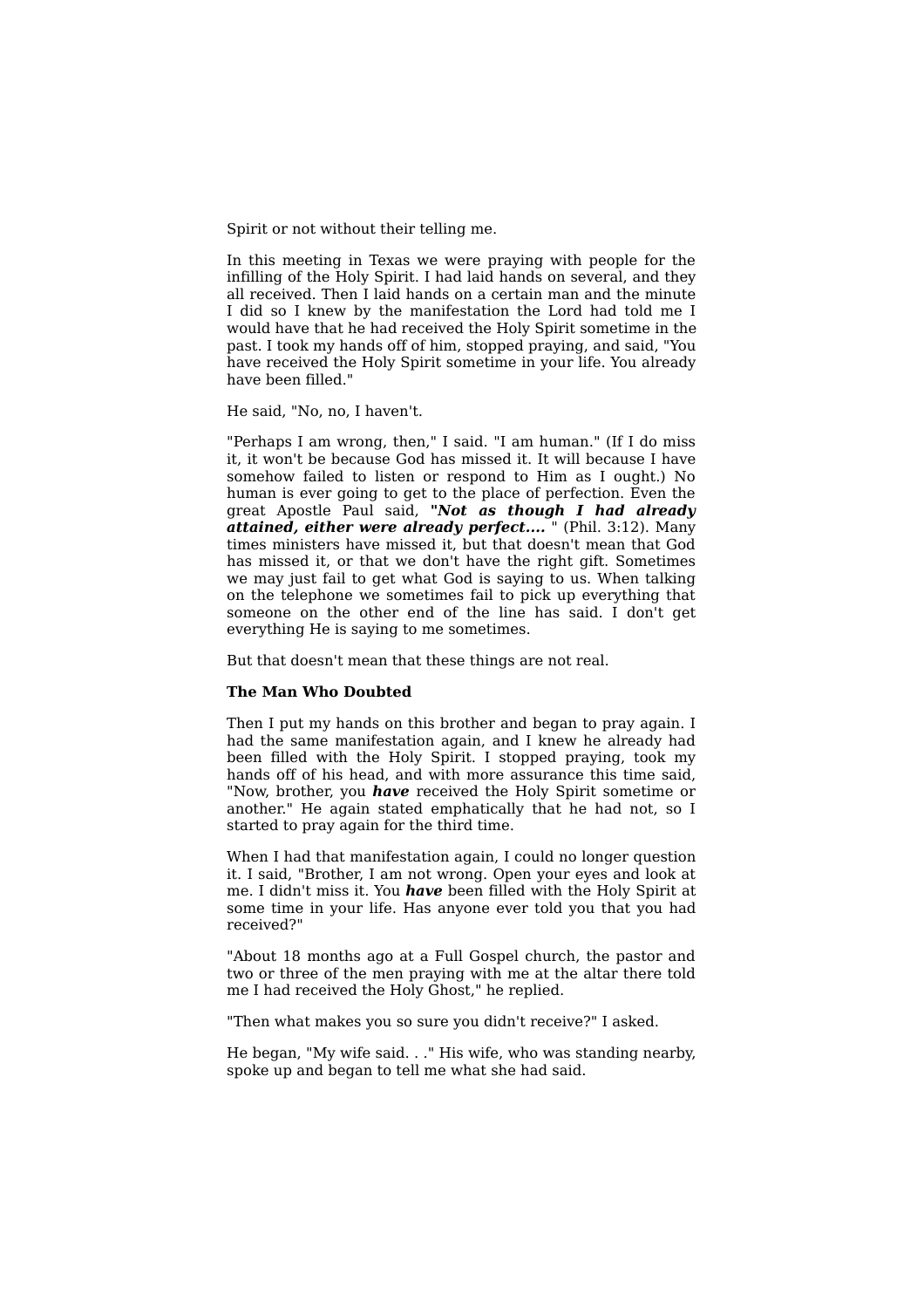Spirit or not without their telling me.

In this meeting in Texas we were praying with people for the infilling of the Holy Spirit. I had laid hands on several, and they all received. Then I laid hands on a certain man and the minute I did so I knew by the manifestation the Lord had told me I would have that he had received the Holy Spirit sometime in the past. I took my hands off of him, stopped praying, and said, "You have received the Holy Spirit sometime in your life. You already have been filled."

He said, "No, no, I haven't.

"Perhaps I am wrong, then," I said. "I am human." (If I do miss it, it won't be because God has missed it. It will because I have somehow failed to listen or respond to Him as I ought.) No human is ever going to get to the place of perfection. Even the great Apostle Paul said, ***"Not as though I had already attained, either were already perfect....*** " (Phil. 3:12). Many times ministers have missed it, but that doesn't mean that God has missed it, or that we don't have the right gift. Sometimes we may just fail to get what God is saying to us. When talking on the telephone we sometimes fail to pick up everything that someone on the other end of the line has said. I don't get everything He is saying to me sometimes.

But that doesn't mean that these things are not real.

**The Man Who Doubted**

Then I put my hands on this brother and began to pray again. I had the same manifestation again, and I knew he already had been filled with the Holy Spirit. I stopped praying, took my hands off of his head, and with more assurance this time said, "Now, brother, you ***have*** received the Holy Spirit sometime or another." He again stated emphatically that he had not, so I started to pray again for the third time.

When I had that manifestation again, I could no longer question it. I said, "Brother, I am not wrong. Open your eyes and look at me. I didn't miss it. You ***have*** been filled with the Holy Spirit at some time in your life. Has anyone ever told you that you had received?"

"About 18 months ago at a Full Gospel church, the pastor and two or three of the men praying with me at the altar there told me I had received the Holy Ghost," he replied.

"Then what makes you so sure you didn't receive?" I asked.

He began, "My wife said. . ." His wife, who was standing nearby, spoke up and began to tell me what she had said.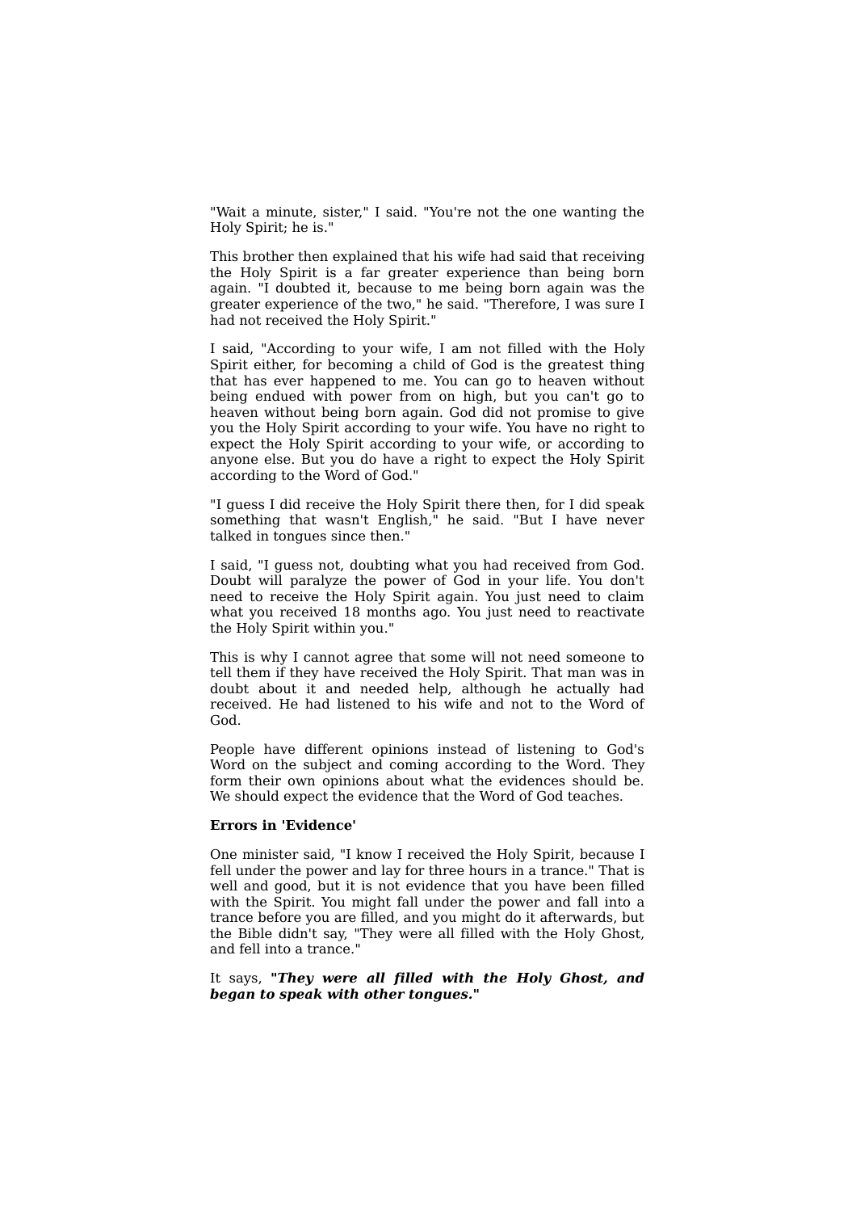"Wait a minute, sister," I said. "You're not the one wanting the Holy Spirit; he is."

This brother then explained that his wife had said that receiving the Holy Spirit is a far greater experience than being born again. "I doubted it, because to me being born again was the greater experience of the two," he said. "Therefore, I was sure I had not received the Holy Spirit."

I said, "According to your wife, I am not filled with the Holy Spirit either, for becoming a child of God is the greatest thing that has ever happened to me. You can go to heaven without being endued with power from on high, but you can't go to heaven without being born again. God did not promise to give you the Holy Spirit according to your wife. You have no right to expect the Holy Spirit according to your wife, or according to anyone else. But you do have a right to expect the Holy Spirit according to the Word of God."

"I guess I did receive the Holy Spirit there then, for I did speak something that wasn't English," he said. "But I have never talked in tongues since then."

I said, "I guess not, doubting what you had received from God. Doubt will paralyze the power of God in your life. You don't need to receive the Holy Spirit again. You just need to claim what you received 18 months ago. You just need to reactivate the Holy Spirit within you."

This is why I cannot agree that some will not need someone to tell them if they have received the Holy Spirit. That man was in doubt about it and needed help, although he actually had received. He had listened to his wife and not to the Word of God.

People have different opinions instead of listening to God's Word on the subject and coming according to the Word. They form their own opinions about what the evidences should be. We should expect the evidence that the Word of God teaches.

**Errors in 'Evidence'**

One minister said, "I know I received the Holy Spirit, because I fell under the power and lay for three hours in a trance." That is well and good, but it is not evidence that you have been filled with the Spirit. You might fall under the power and fall into a trance before you are filled, and you might do it afterwards, but the Bible didn't say, "They were all filled with the Holy Ghost, and fell into a trance."

It says, ***"They were all filled with the Holy Ghost, and began to speak with other tongues."***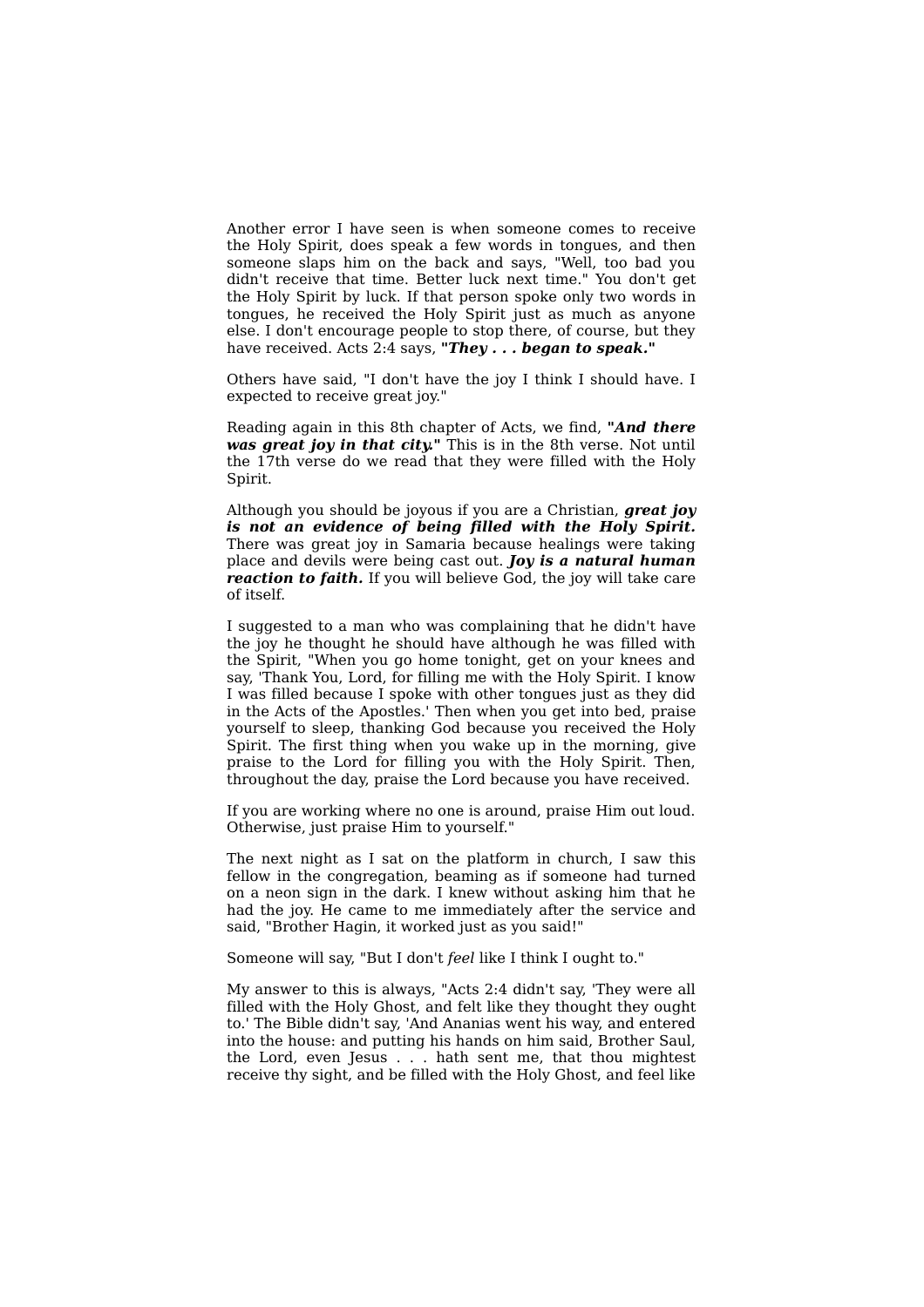Another error I have seen is when someone comes to receive the Holy Spirit, does speak a few words in tongues, and then someone slaps him on the back and says, "Well, too bad you didn't receive that time. Better luck next time." You don't get the Holy Spirit by luck. If that person spoke only two words in tongues, he received the Holy Spirit just as much as anyone else. I don't encourage people to stop there, of course, but they have received. Acts 2:4 says, ***"They . . . began to speak."***

Others have said, "I don't have the joy I think I should have. I expected to receive great joy."

Reading again in this 8th chapter of Acts, we find, ***"And there was great joy in that city."*** This is in the 8th verse. Not until the 17th verse do we read that they were filled with the Holy Spirit.

Although you should be joyous if you are a Christian, ***great joy is not an evidence of being filled with the Holy Spirit.*** There was great joy in Samaria because healings were taking place and devils were being cast out. ***Joy is a natural human reaction to faith.*** If you will believe God, the joy will take care of itself.

I suggested to a man who was complaining that he didn't have the joy he thought he should have although he was filled with the Spirit, "When you go home tonight, get on your knees and say, 'Thank You, Lord, for filling me with the Holy Spirit. I know I was filled because I spoke with other tongues just as they did in the Acts of the Apostles.' Then when you get into bed, praise yourself to sleep, thanking God because you received the Holy Spirit. The first thing when you wake up in the morning, give praise to the Lord for filling you with the Holy Spirit. Then, throughout the day, praise the Lord because you have received.

If you are working where no one is around, praise Him out loud. Otherwise, just praise Him to yourself."

The next night as I sat on the platform in church, I saw this fellow in the congregation, beaming as if someone had turned on a neon sign in the dark. I knew without asking him that he had the joy. He came to me immediately after the service and said, "Brother Hagin, it worked just as you said!"

Someone will say, "But I don't *feel* like I think I ought to."

My answer to this is always, "Acts 2:4 didn't say, 'They were all filled with the Holy Ghost, and felt like they thought they ought to.' The Bible didn't say, 'And Ananias went his way, and entered into the house: and putting his hands on him said, Brother Saul, the Lord, even Jesus . . . hath sent me, that thou mightest receive thy sight, and be filled with the Holy Ghost, and feel like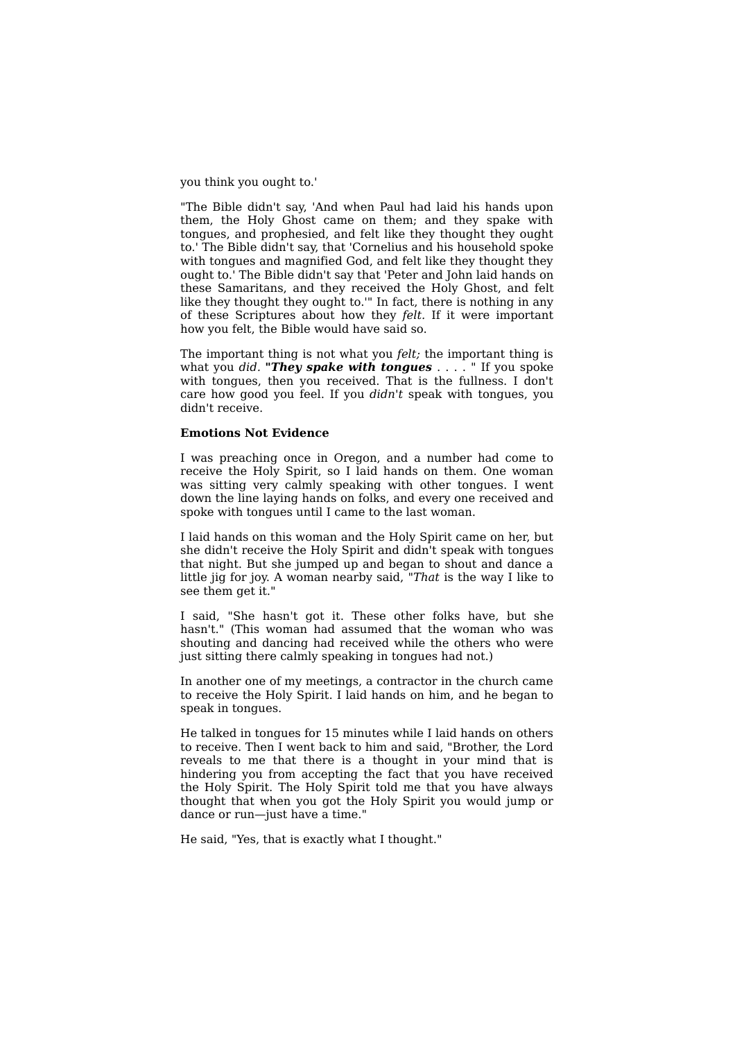you think you ought to.'

"The Bible didn't say, 'And when Paul had laid his hands upon them, the Holy Ghost came on them; and they spake with tongues, and prophesied, and felt like they thought they ought to.' The Bible didn't say, that 'Cornelius and his household spoke with tongues and magnified God, and felt like they thought they ought to.' The Bible didn't say that 'Peter and John laid hands on these Samaritans, and they received the Holy Ghost, and felt like they thought they ought to.'" In fact, there is nothing in any of these Scriptures about how they *felt*. If it were important how you felt, the Bible would have said so.

The important thing is not what you *felt;* the important thing is what you *did*. ***"They spake with tongues*** . . . . " If you spoke with tongues, then you received. That is the fullness. I don't care how good you feel. If you *didn't* speak with tongues, you didn't receive.

**Emotions Not Evidence**

I was preaching once in Oregon, and a number had come to receive the Holy Spirit, so I laid hands on them. One woman was sitting very calmly speaking with other tongues. I went down the line laying hands on folks, and every one received and spoke with tongues until I came to the last woman.

I laid hands on this woman and the Holy Spirit came on her, but she didn't receive the Holy Spirit and didn't speak with tongues that night. But she jumped up and began to shout and dance a little jig for joy. A woman nearby said, "*That* is the way I like to see them get it."

I said, "She hasn't got it. These other folks have, but she hasn't." (This woman had assumed that the woman who was shouting and dancing had received while the others who were just sitting there calmly speaking in tongues had not.)

In another one of my meetings, a contractor in the church came to receive the Holy Spirit. I laid hands on him, and he began to speak in tongues.

He talked in tongues for 15 minutes while I laid hands on others to receive. Then I went back to him and said, "Brother, the Lord reveals to me that there is a thought in your mind that is hindering you from accepting the fact that you have received the Holy Spirit. The Holy Spirit told me that you have always thought that when you got the Holy Spirit you would jump or dance or run—just have a time."

He said, "Yes, that is exactly what I thought."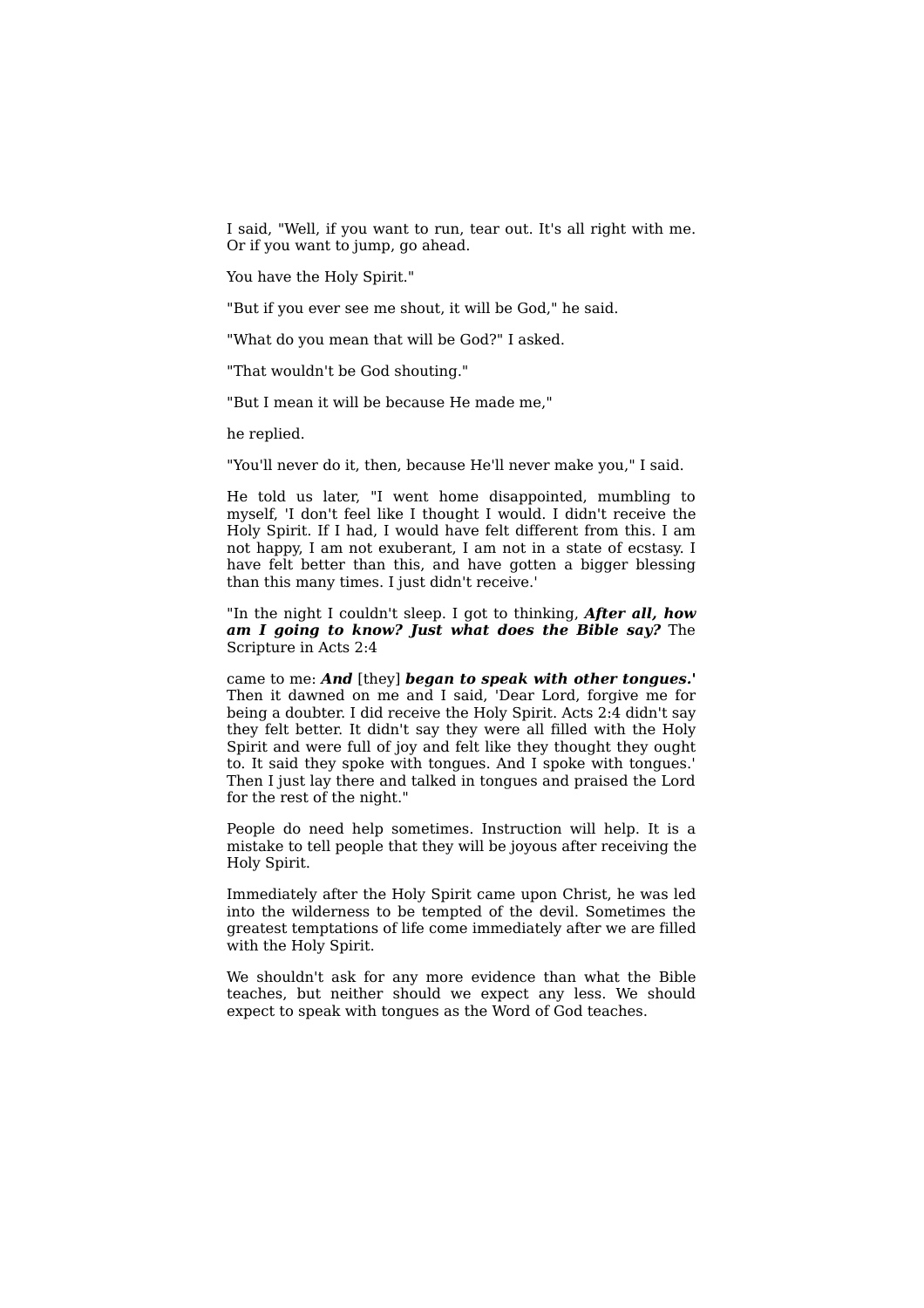I said, "Well, if you want to run, tear out. It's all right with me. Or if you want to jump, go ahead.

You have the Holy Spirit."

"But if you ever see me shout, it will be God," he said.

"What do you mean that will be God?" I asked.

"That wouldn't be God shouting."

"But I mean it will be because He made me,"

he replied.

"You'll never do it, then, because He'll never make you," I said.

He told us later, "I went home disappointed, mumbling to myself, 'I don't feel like I thought I would. I didn't receive the Holy Spirit. If I had, I would have felt different from this. I am not happy, I am not exuberant, I am not in a state of ecstasy. I have felt better than this, and have gotten a bigger blessing than this many times. I just didn't receive.'

"In the night I couldn't sleep. I got to thinking, ***After all, how am I going to know? Just what does the Bible say?*** The Scripture in Acts 2:4

came to me: ***And*** [they] ***began to speak with other tongues.'*** Then it dawned on me and I said, 'Dear Lord, forgive me for being a doubter. I did receive the Holy Spirit. Acts 2:4 didn't say they felt better. It didn't say they were all filled with the Holy Spirit and were full of joy and felt like they thought they ought to. It said they spoke with tongues. And I spoke with tongues.' Then I just lay there and talked in tongues and praised the Lord for the rest of the night."

People do need help sometimes. Instruction will help. It is a mistake to tell people that they will be joyous after receiving the Holy Spirit.

Immediately after the Holy Spirit came upon Christ, he was led into the wilderness to be tempted of the devil. Sometimes the greatest temptations of life come immediately after we are filled with the Holy Spirit.

We shouldn't ask for any more evidence than what the Bible teaches, but neither should we expect any less. We should expect to speak with tongues as the Word of God teaches.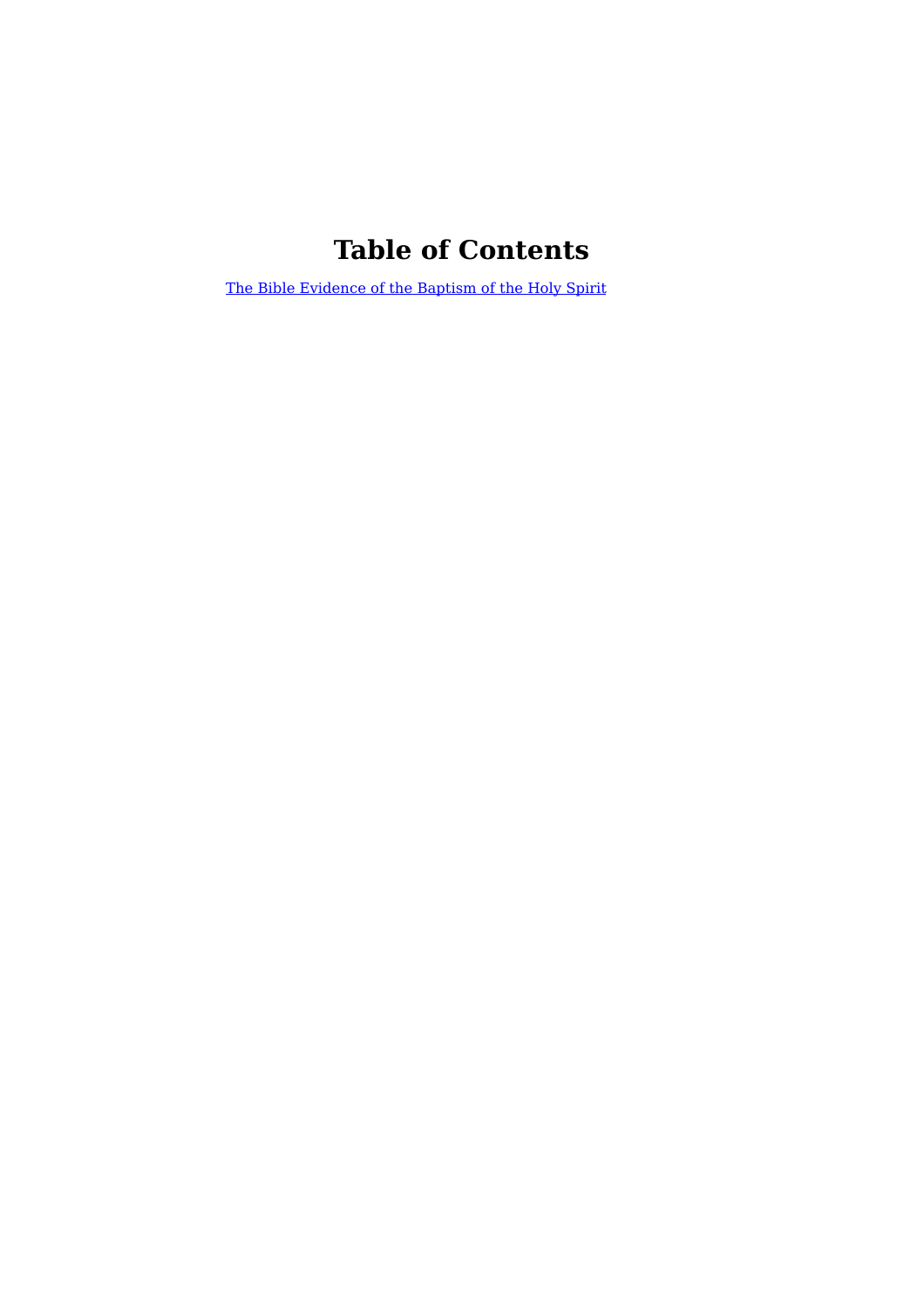# Table of Contents

[The Bible Evidence of the Baptism of the Holy Spirit]